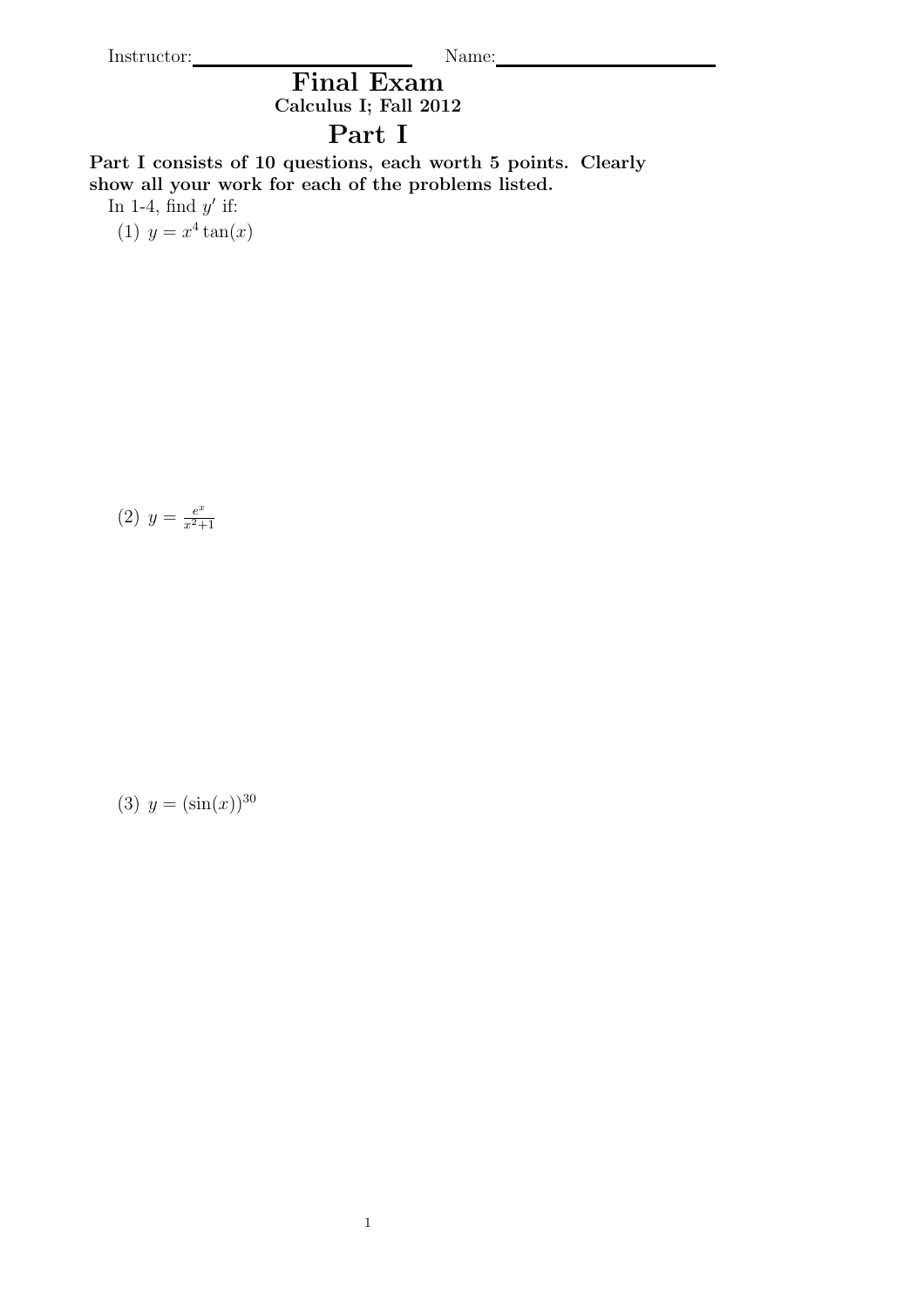Instructor:\_\_\_\_\_\_\_\_\_\_\_\_\_\_\_\_\_\_\_\_ Name:\_\_\_\_\_\_\_\_\_\_\_\_\_\_\_\_\_\_\_\_

# Final Exam

### Calculus I; Fall 2012

## Part I

**Part I consists of 10 questions, each worth 5 points. Clearly show all your work for each of the problems listed.**

In 1-4, find $y'$ if:

(1) $y = x^4 \tan(x)$

(2) $y = \frac{e^x}{x^2+1}$

(3) $y = (\sin(x))^{30}$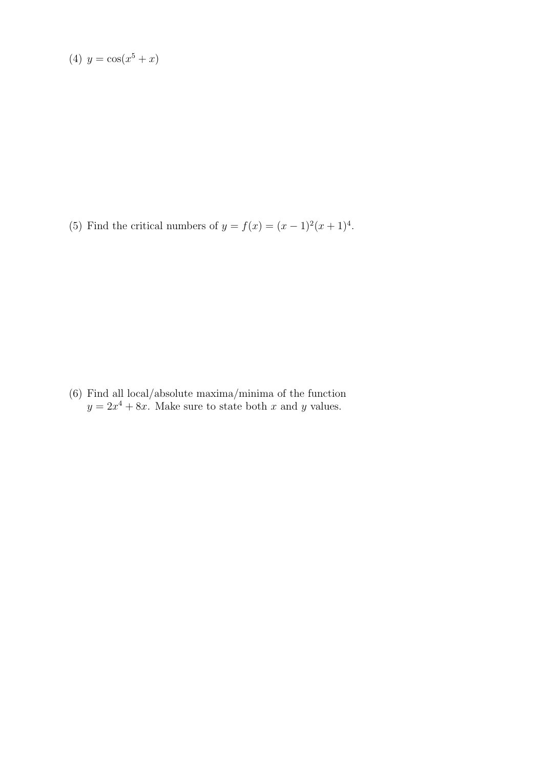(4) $y = \cos(x^5 + x)$

(5) Find the critical numbers of $y = f(x) = (x-1)^2(x+1)^4$.

(6) Find all local/absolute maxima/minima of the function $y = 2x^4 + 8x$. Make sure to state both $x$ and $y$ values.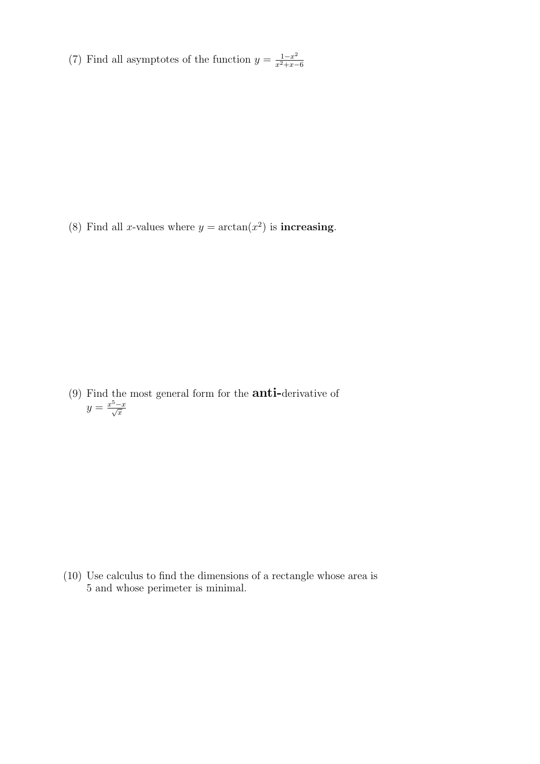(7) Find all asymptotes of the function $y = \frac{1-x^2}{x^2+x-6}$

(8) Find all $x$-values where $y = \arctan(x^2)$ is **increasing**.

(9) Find the most general form for the **anti-**derivative of $y = \frac{x^5 - x}{\sqrt{x}}$

(10) Use calculus to find the dimensions of a rectangle whose area is 5 and whose perimeter is minimal.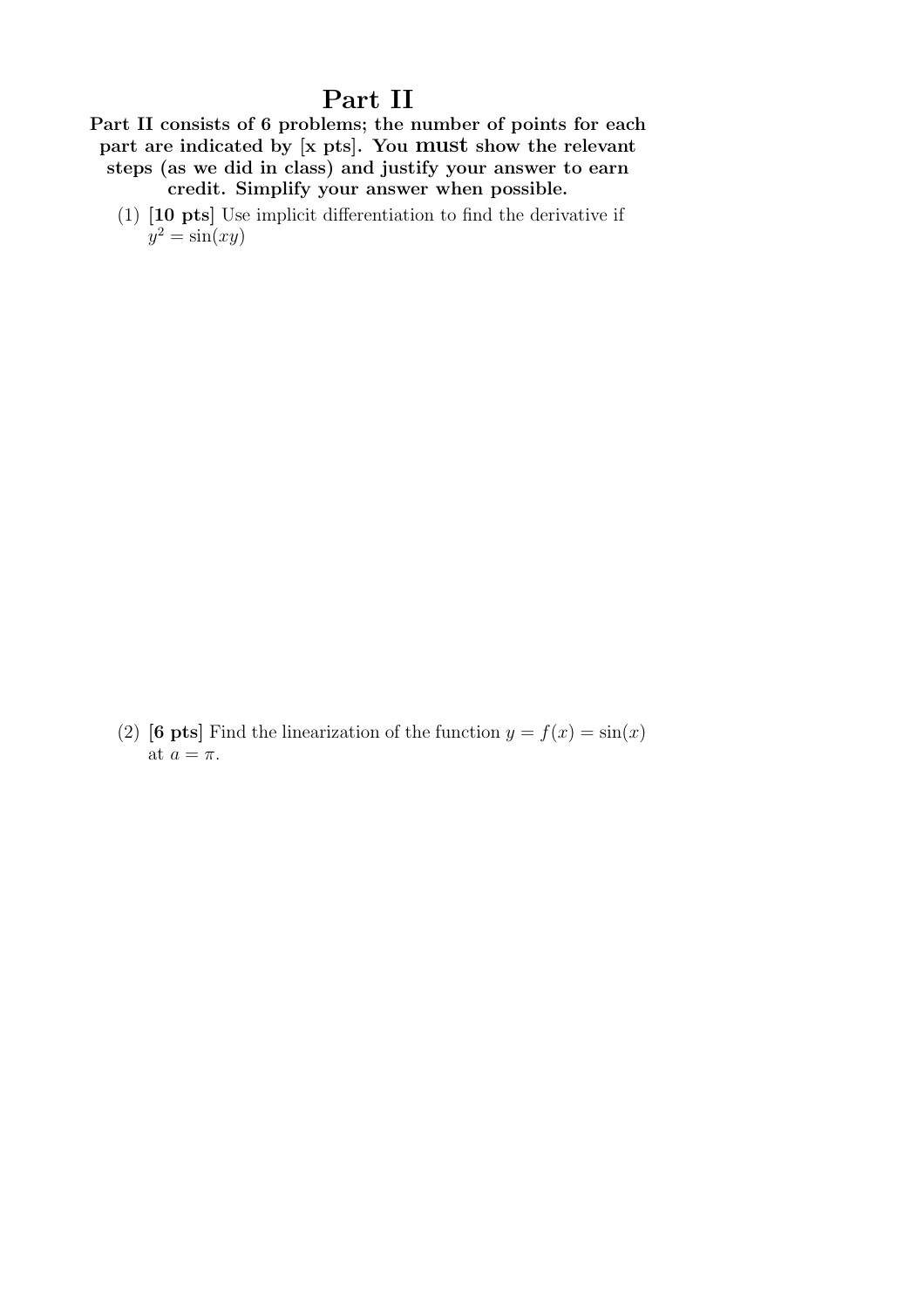# Part II

**Part II consists of 6 problems; the number of points for each part are indicated by [x pts]. You must show the relevant steps (as we did in class) and justify your answer to earn credit. Simplify your answer when possible.**

(1) **[10 pts]** Use implicit differentiation to find the derivative if $y^2 = \sin(xy)$

(2) **[6 pts]** Find the linearization of the function $y = f(x) = \sin(x)$ at $a = \pi$.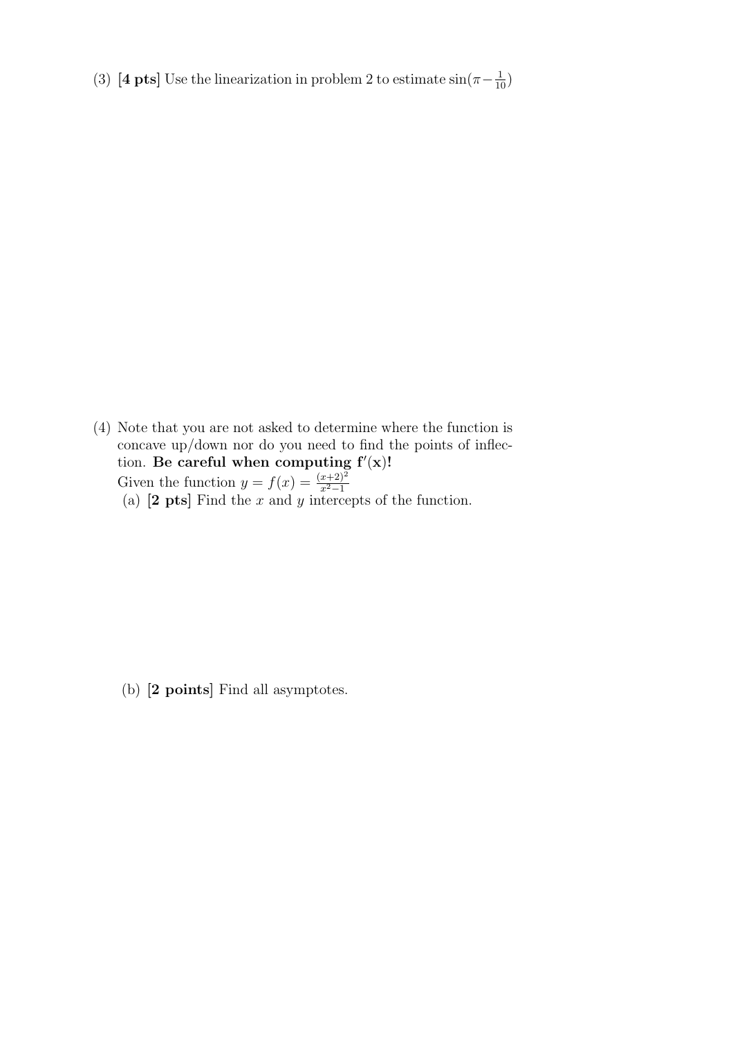(3) **[4 pts]** Use the linearization in problem 2 to estimate $\sin(\pi - \frac{1}{10})$

(4) Note that you are not asked to determine where the function is concave up/down nor do you need to find the points of inflection. **Be careful when computing $\mathbf{f'(x)}$!**

Given the function $y = f(x) = \frac{(x+2)^2}{x^2-1}$

(a) **[2 pts]** Find the $x$ and $y$ intercepts of the function.

(b) **[2 points]** Find all asymptotes.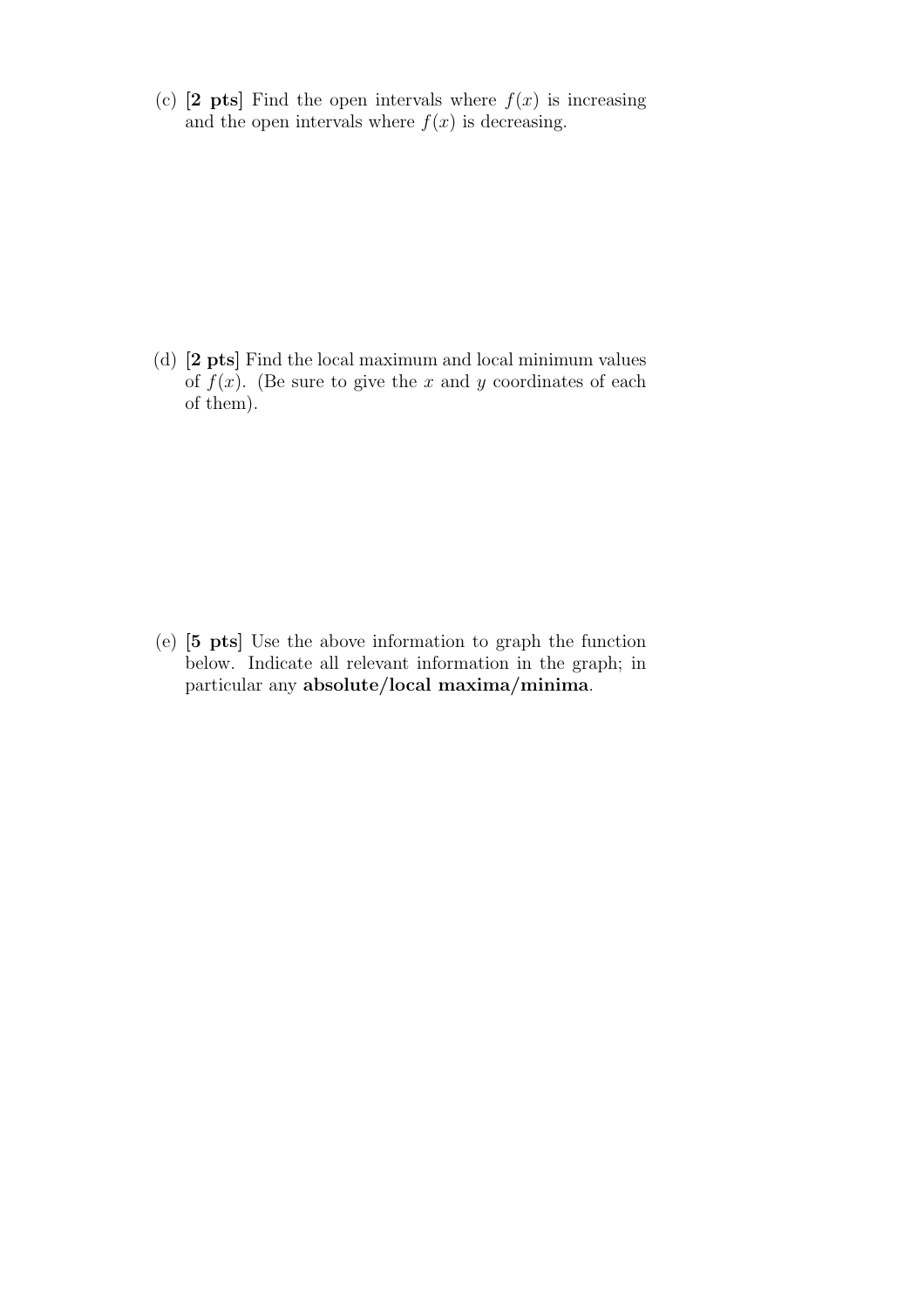(c) **[2 pts]** Find the open intervals where $f(x)$ is increasing and the open intervals where $f(x)$ is decreasing.

(d) **[2 pts]** Find the local maximum and local minimum values of $f(x)$. (Be sure to give the $x$ and $y$ coordinates of each of them).

(e) **[5 pts]** Use the above information to graph the function below. Indicate all relevant information in the graph; in particular any **absolute/local maxima/minima**.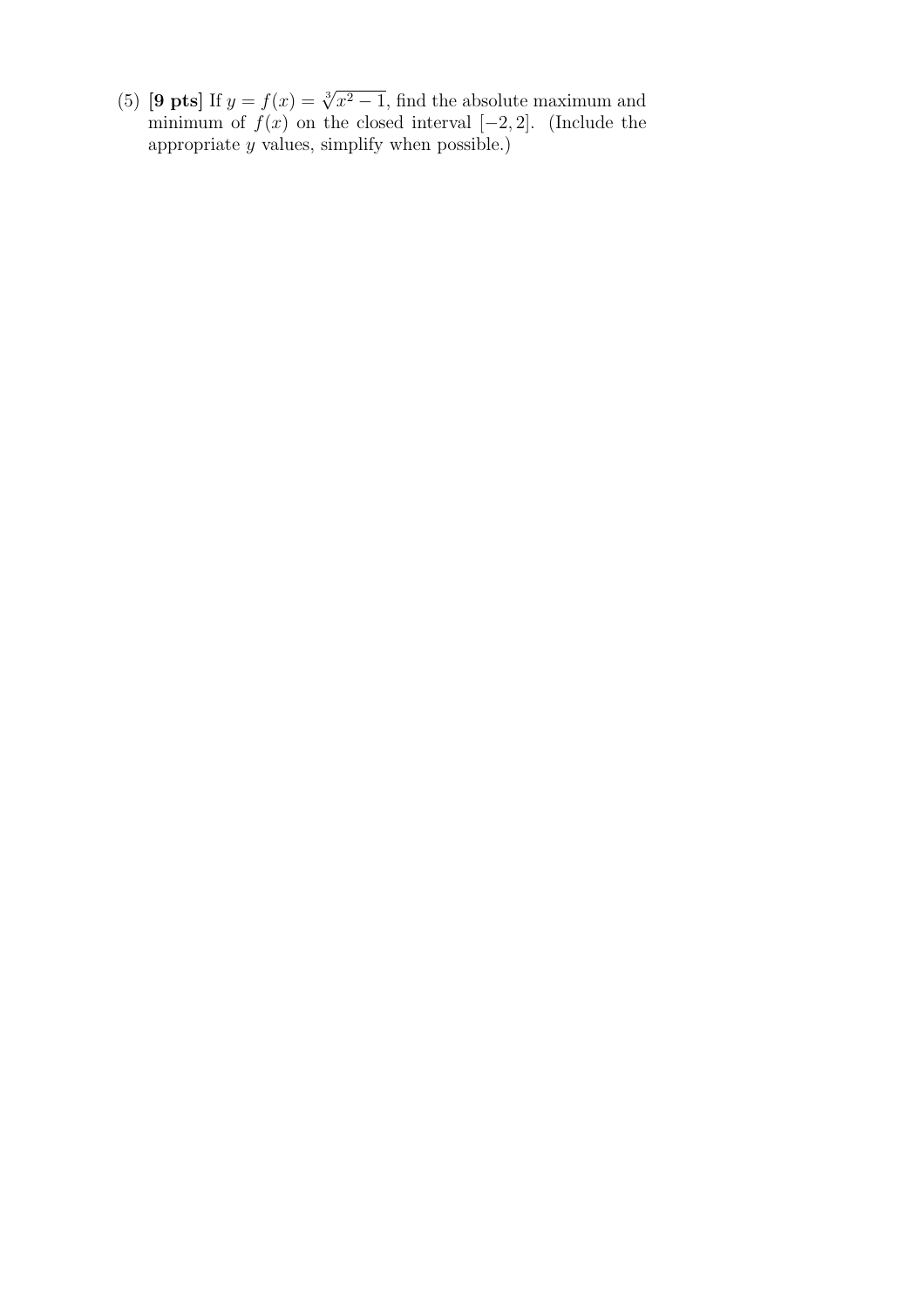(5) **[9 pts]** If $y = f(x) = \sqrt[3]{x^2 - 1}$, find the absolute maximum and minimum of $f(x)$ on the closed interval $[-2, 2]$. (Include the appropriate $y$ values, simplify when possible.)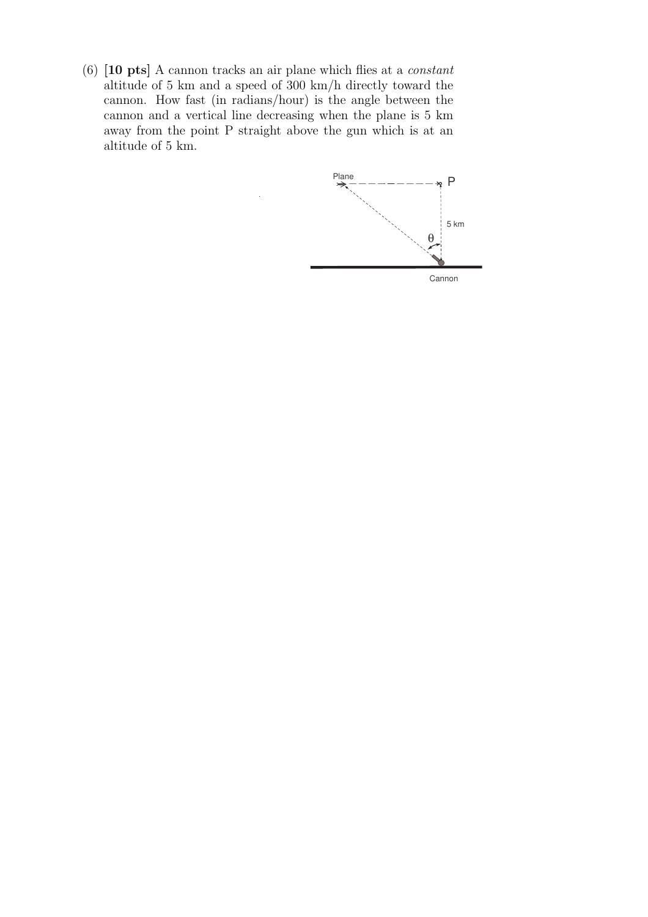(6) **[10 pts]** A cannon tracks an air plane which flies at a *constant* altitude of 5 km and a speed of 300 km/h directly toward the cannon. How fast (in radians/hour) is the angle between the cannon and a vertical line decreasing when the plane is 5 km away from the point P straight above the gun which is at an altitude of 5 km.

Plane

P

5 km

$\theta$

Cannon